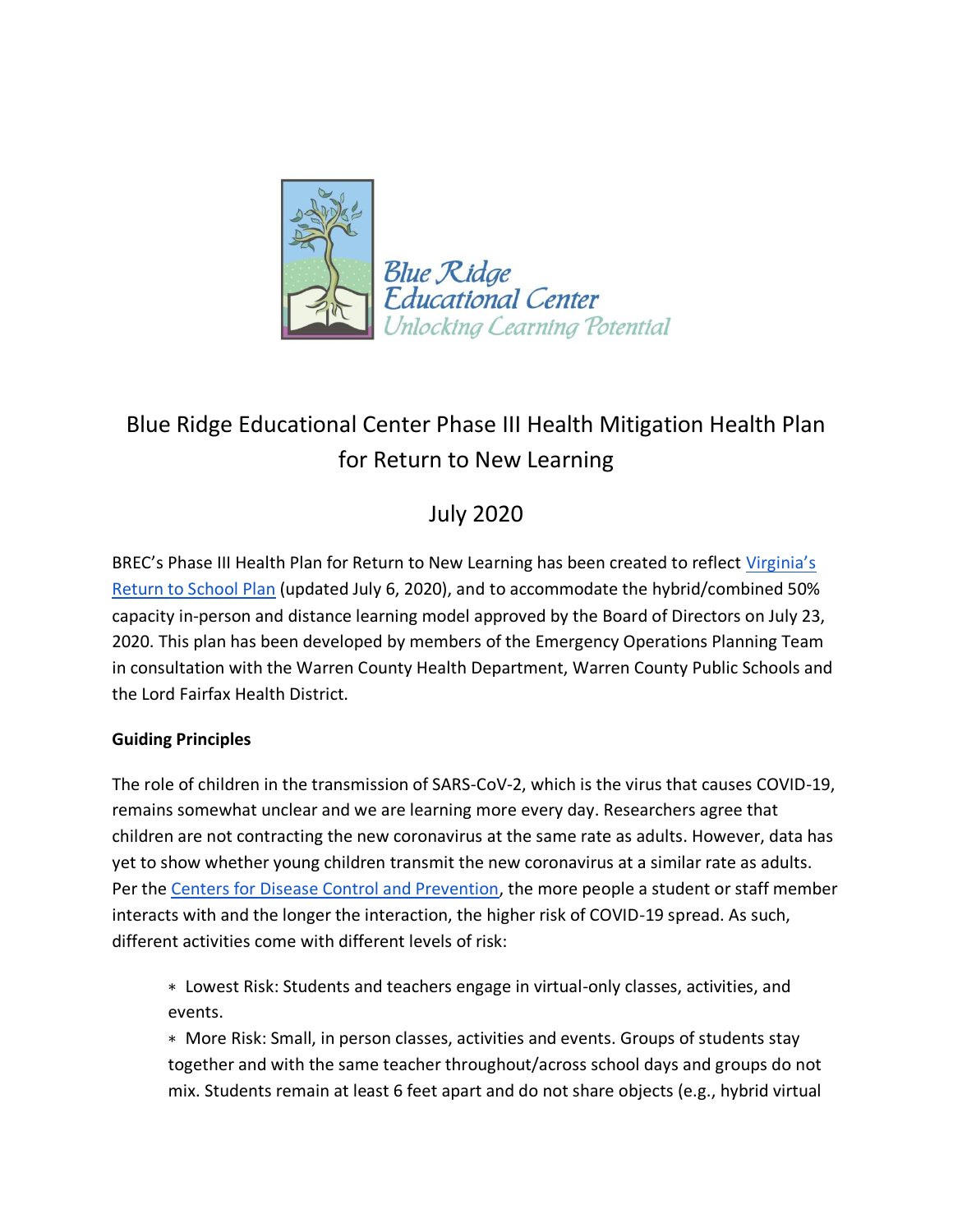Blue Ridge Educational Center
Unlocking Learning Potential

# Blue Ridge Educational Center Phase III Health Mitigation Health Plan for Return to New Learning

## July 2020

BREC's Phase III Health Plan for Return to New Learning has been created to reflect Virginia's Return to School Plan (updated July 6, 2020), and to accommodate the hybrid/combined 50% capacity in-person and distance learning model approved by the Board of Directors on July 23, 2020. This plan has been developed by members of the Emergency Operations Planning Team in consultation with the Warren County Health Department, Warren County Public Schools and the Lord Fairfax Health District.

**Guiding Principles**

The role of children in the transmission of SARS-CoV-2, which is the virus that causes COVID-19, remains somewhat unclear and we are learning more every day. Researchers agree that children are not contracting the new coronavirus at the same rate as adults. However, data has yet to show whether young children transmit the new coronavirus at a similar rate as adults. Per the Centers for Disease Control and Prevention, the more people a student or staff member interacts with and the longer the interaction, the higher risk of COVID-19 spread. As such, different activities come with different levels of risk:

- Lowest Risk: Students and teachers engage in virtual-only classes, activities, and events.
- More Risk: Small, in person classes, activities and events. Groups of students stay together and with the same teacher throughout/across school days and groups do not mix. Students remain at least 6 feet apart and do not share objects (e.g., hybrid virtual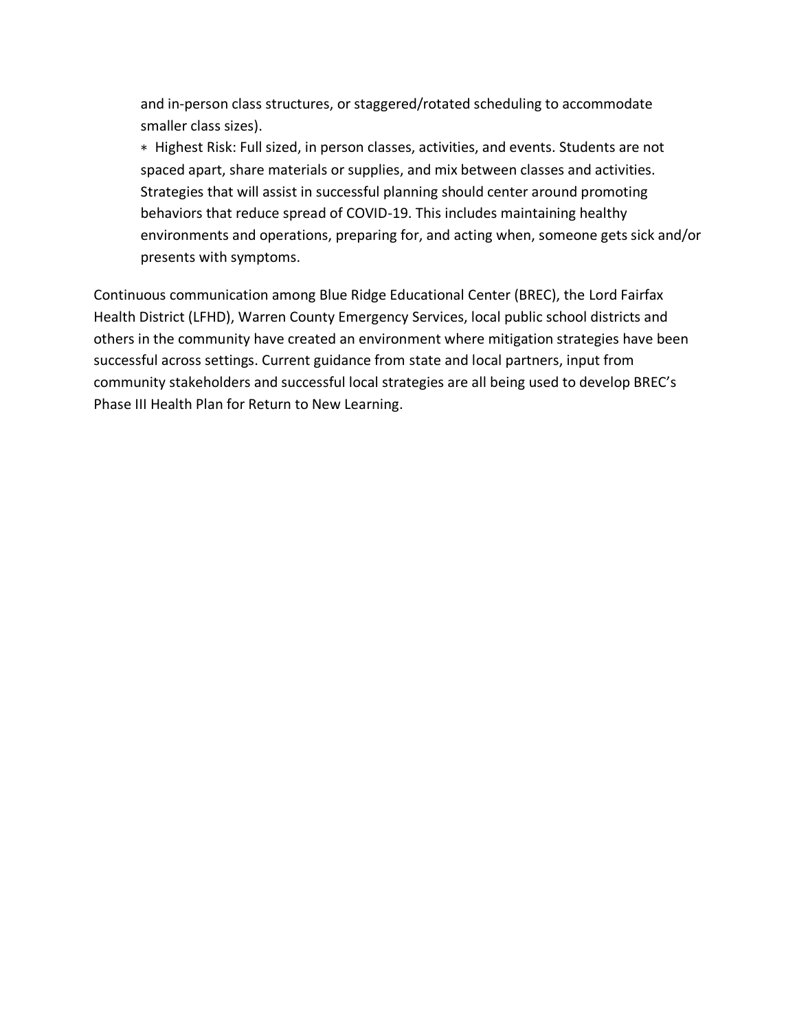and in-person class structures, or staggered/rotated scheduling to accommodate smaller class sizes).

* Highest Risk: Full sized, in person classes, activities, and events. Students are not spaced apart, share materials or supplies, and mix between classes and activities. Strategies that will assist in successful planning should center around promoting behaviors that reduce spread of COVID-19. This includes maintaining healthy environments and operations, preparing for, and acting when, someone gets sick and/or presents with symptoms.

Continuous communication among Blue Ridge Educational Center (BREC), the Lord Fairfax Health District (LFHD), Warren County Emergency Services, local public school districts and others in the community have created an environment where mitigation strategies have been successful across settings. Current guidance from state and local partners, input from community stakeholders and successful local strategies are all being used to develop BREC's Phase III Health Plan for Return to New Learning.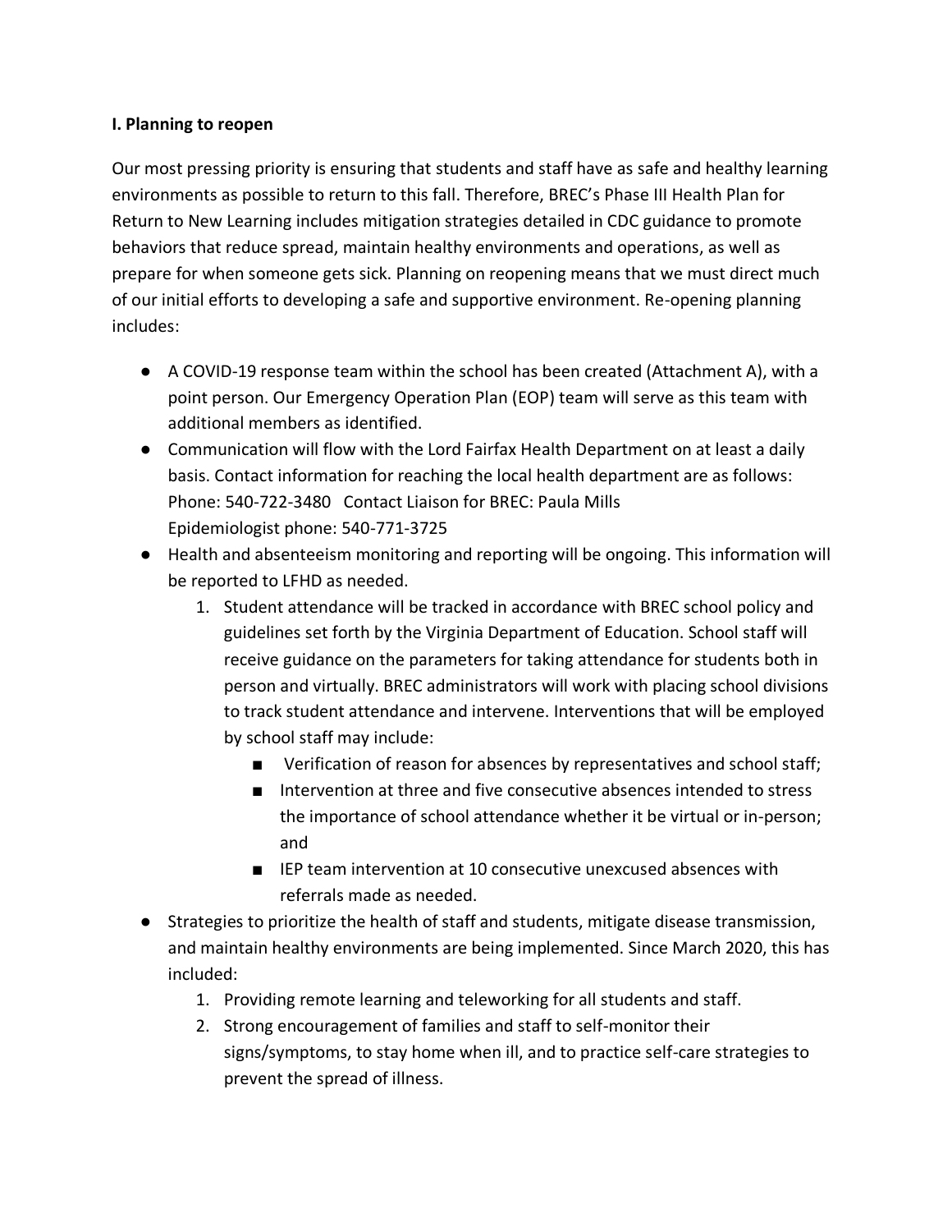**I. Planning to reopen**

Our most pressing priority is ensuring that students and staff have as safe and healthy learning environments as possible to return to this fall. Therefore, BREC's Phase III Health Plan for Return to New Learning includes mitigation strategies detailed in CDC guidance to promote behaviors that reduce spread, maintain healthy environments and operations, as well as prepare for when someone gets sick. Planning on reopening means that we must direct much of our initial efforts to developing a safe and supportive environment. Re-opening planning includes:

- A COVID-19 response team within the school has been created (Attachment A), with a point person. Our Emergency Operation Plan (EOP) team will serve as this team with additional members as identified.
- Communication will flow with the Lord Fairfax Health Department on at least a daily basis. Contact information for reaching the local health department are as follows:
  Phone: 540-722-3480   Contact Liaison for BREC: Paula Mills
  Epidemiologist phone: 540-771-3725
- Health and absenteeism monitoring and reporting will be ongoing. This information will be reported to LFHD as needed.
  1. Student attendance will be tracked in accordance with BREC school policy and guidelines set forth by the Virginia Department of Education. School staff will receive guidance on the parameters for taking attendance for students both in person and virtually. BREC administrators will work with placing school divisions to track student attendance and intervene. Interventions that will be employed by school staff may include:
     - Verification of reason for absences by representatives and school staff;
     - Intervention at three and five consecutive absences intended to stress the importance of school attendance whether it be virtual or in-person; and
     - IEP team intervention at 10 consecutive unexcused absences with referrals made as needed.
- Strategies to prioritize the health of staff and students, mitigate disease transmission, and maintain healthy environments are being implemented. Since March 2020, this has included:
  1. Providing remote learning and teleworking for all students and staff.
  2. Strong encouragement of families and staff to self-monitor their signs/symptoms, to stay home when ill, and to practice self-care strategies to prevent the spread of illness.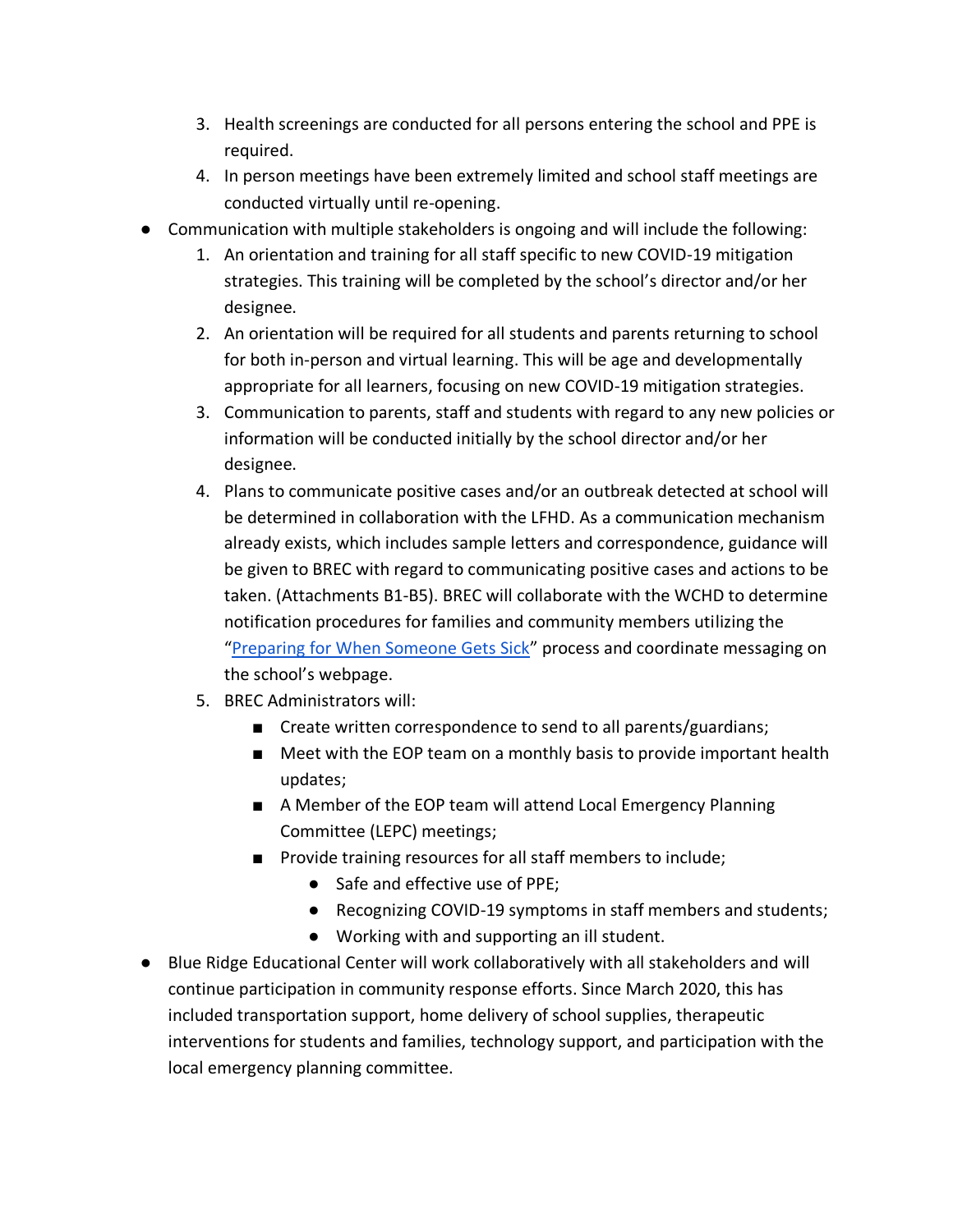3. Health screenings are conducted for all persons entering the school and PPE is required.
4. In person meetings have been extremely limited and school staff meetings are conducted virtually until re-opening.

- Communication with multiple stakeholders is ongoing and will include the following:
  1. An orientation and training for all staff specific to new COVID-19 mitigation strategies. This training will be completed by the school's director and/or her designee.
  2. An orientation will be required for all students and parents returning to school for both in-person and virtual learning. This will be age and developmentally appropriate for all learners, focusing on new COVID-19 mitigation strategies.
  3. Communication to parents, staff and students with regard to any new policies or information will be conducted initially by the school director and/or her designee.
  4. Plans to communicate positive cases and/or an outbreak detected at school will be determined in collaboration with the LFHD. As a communication mechanism already exists, which includes sample letters and correspondence, guidance will be given to BREC with regard to communicating positive cases and actions to be taken. (Attachments B1-B5). BREC will collaborate with the WCHD to determine notification procedures for families and community members utilizing the "Preparing for When Someone Gets Sick" process and coordinate messaging on the school's webpage.
  5. BREC Administrators will:
     - Create written correspondence to send to all parents/guardians;
     - Meet with the EOP team on a monthly basis to provide important health updates;
     - A Member of the EOP team will attend Local Emergency Planning Committee (LEPC) meetings;
     - Provide training resources for all staff members to include;
       - Safe and effective use of PPE;
       - Recognizing COVID-19 symptoms in staff members and students;
       - Working with and supporting an ill student.
- Blue Ridge Educational Center will work collaboratively with all stakeholders and will continue participation in community response efforts. Since March 2020, this has included transportation support, home delivery of school supplies, therapeutic interventions for students and families, technology support, and participation with the local emergency planning committee.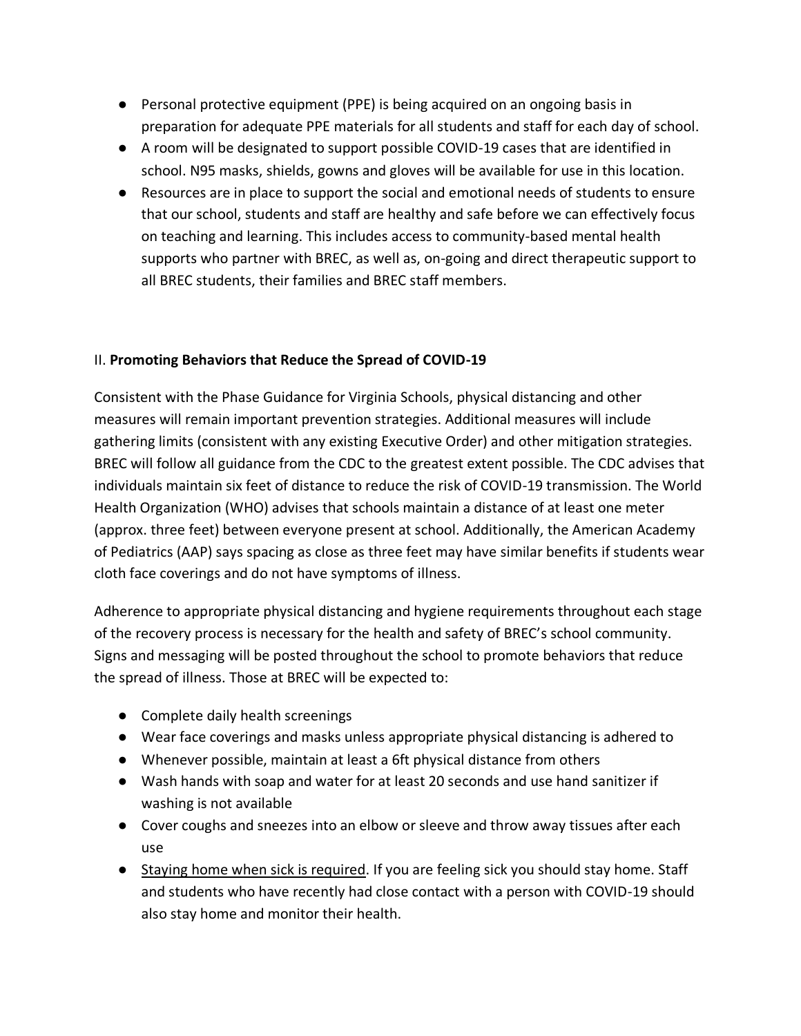- Personal protective equipment (PPE) is being acquired on an ongoing basis in preparation for adequate PPE materials for all students and staff for each day of school.
- A room will be designated to support possible COVID-19 cases that are identified in school. N95 masks, shields, gowns and gloves will be available for use in this location.
- Resources are in place to support the social and emotional needs of students to ensure that our school, students and staff are healthy and safe before we can effectively focus on teaching and learning. This includes access to community-based mental health supports who partner with BREC, as well as, on-going and direct therapeutic support to all BREC students, their families and BREC staff members.

## II. **Promoting Behaviors that Reduce the Spread of COVID-19**

Consistent with the Phase Guidance for Virginia Schools, physical distancing and other measures will remain important prevention strategies. Additional measures will include gathering limits (consistent with any existing Executive Order) and other mitigation strategies. BREC will follow all guidance from the CDC to the greatest extent possible. The CDC advises that individuals maintain six feet of distance to reduce the risk of COVID-19 transmission. The World Health Organization (WHO) advises that schools maintain a distance of at least one meter (approx. three feet) between everyone present at school. Additionally, the American Academy of Pediatrics (AAP) says spacing as close as three feet may have similar benefits if students wear cloth face coverings and do not have symptoms of illness.

Adherence to appropriate physical distancing and hygiene requirements throughout each stage of the recovery process is necessary for the health and safety of BREC's school community. Signs and messaging will be posted throughout the school to promote behaviors that reduce the spread of illness. Those at BREC will be expected to:

- Complete daily health screenings
- Wear face coverings and masks unless appropriate physical distancing is adhered to
- Whenever possible, maintain at least a 6ft physical distance from others
- Wash hands with soap and water for at least 20 seconds and use hand sanitizer if washing is not available
- Cover coughs and sneezes into an elbow or sleeve and throw away tissues after each use
- <u>Staying home when sick is required</u>. If you are feeling sick you should stay home. Staff and students who have recently had close contact with a person with COVID-19 should also stay home and monitor their health.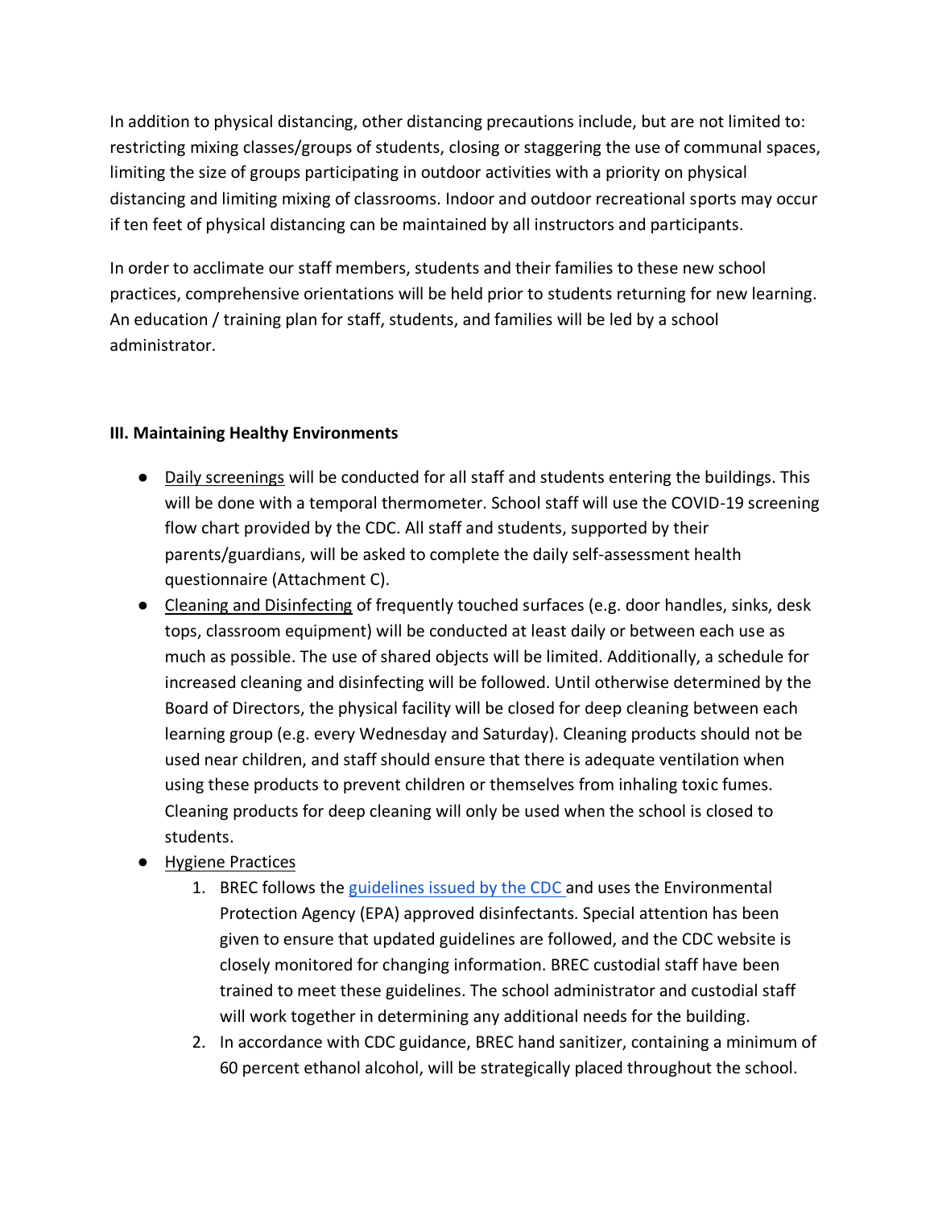In addition to physical distancing, other distancing precautions include, but are not limited to: restricting mixing classes/groups of students, closing or staggering the use of communal spaces, limiting the size of groups participating in outdoor activities with a priority on physical distancing and limiting mixing of classrooms. Indoor and outdoor recreational sports may occur if ten feet of physical distancing can be maintained by all instructors and participants.

In order to acclimate our staff members, students and their families to these new school practices, comprehensive orientations will be held prior to students returning for new learning. An education / training plan for staff, students, and families will be led by a school administrator.

**III. Maintaining Healthy Environments**

- Daily screenings will be conducted for all staff and students entering the buildings. This will be done with a temporal thermometer. School staff will use the COVID-19 screening flow chart provided by the CDC. All staff and students, supported by their parents/guardians, will be asked to complete the daily self-assessment health questionnaire (Attachment C).
- Cleaning and Disinfecting of frequently touched surfaces (e.g. door handles, sinks, desk tops, classroom equipment) will be conducted at least daily or between each use as much as possible. The use of shared objects will be limited. Additionally, a schedule for increased cleaning and disinfecting will be followed. Until otherwise determined by the Board of Directors, the physical facility will be closed for deep cleaning between each learning group (e.g. every Wednesday and Saturday). Cleaning products should not be used near children, and staff should ensure that there is adequate ventilation when using these products to prevent children or themselves from inhaling toxic fumes. Cleaning products for deep cleaning will only be used when the school is closed to students.
- Hygiene Practices
    1. BREC follows the guidelines issued by the CDC and uses the Environmental Protection Agency (EPA) approved disinfectants. Special attention has been given to ensure that updated guidelines are followed, and the CDC website is closely monitored for changing information. BREC custodial staff have been trained to meet these guidelines. The school administrator and custodial staff will work together in determining any additional needs for the building.
    2. In accordance with CDC guidance, BREC hand sanitizer, containing a minimum of 60 percent ethanol alcohol, will be strategically placed throughout the school.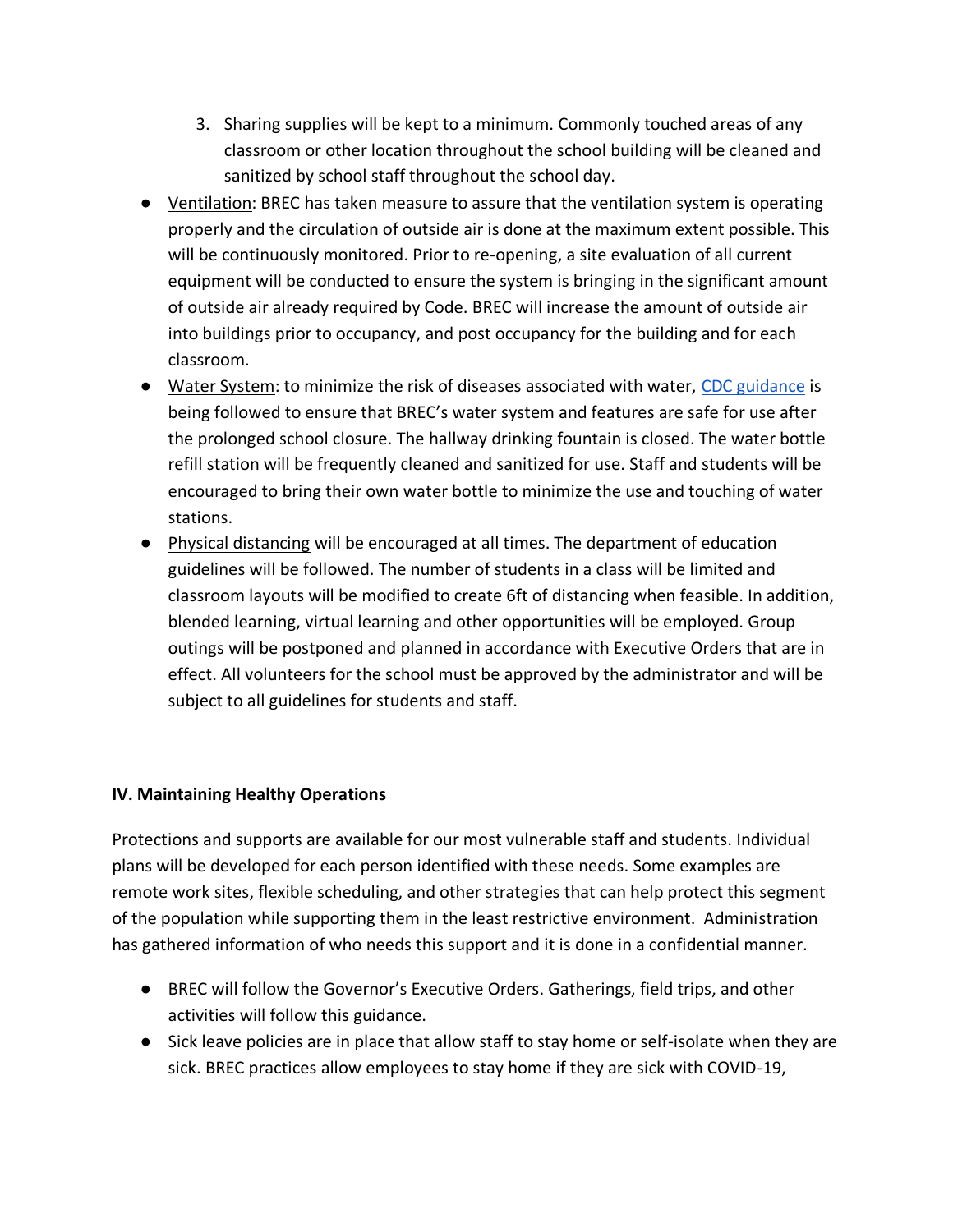3. Sharing supplies will be kept to a minimum. Commonly touched areas of any classroom or other location throughout the school building will be cleaned and sanitized by school staff throughout the school day.

- Ventilation: BREC has taken measure to assure that the ventilation system is operating properly and the circulation of outside air is done at the maximum extent possible. This will be continuously monitored. Prior to re-opening, a site evaluation of all current equipment will be conducted to ensure the system is bringing in the significant amount of outside air already required by Code. BREC will increase the amount of outside air into buildings prior to occupancy, and post occupancy for the building and for each classroom.
- Water System: to minimize the risk of diseases associated with water, CDC guidance is being followed to ensure that BREC's water system and features are safe for use after the prolonged school closure. The hallway drinking fountain is closed. The water bottle refill station will be frequently cleaned and sanitized for use. Staff and students will be encouraged to bring their own water bottle to minimize the use and touching of water stations.
- Physical distancing will be encouraged at all times. The department of education guidelines will be followed. The number of students in a class will be limited and classroom layouts will be modified to create 6ft of distancing when feasible. In addition, blended learning, virtual learning and other opportunities will be employed. Group outings will be postponed and planned in accordance with Executive Orders that are in effect. All volunteers for the school must be approved by the administrator and will be subject to all guidelines for students and staff.

**IV. Maintaining Healthy Operations**

Protections and supports are available for our most vulnerable staff and students. Individual plans will be developed for each person identified with these needs. Some examples are remote work sites, flexible scheduling, and other strategies that can help protect this segment of the population while supporting them in the least restrictive environment. Administration has gathered information of who needs this support and it is done in a confidential manner.

- BREC will follow the Governor's Executive Orders. Gatherings, field trips, and other activities will follow this guidance.
- Sick leave policies are in place that allow staff to stay home or self-isolate when they are sick. BREC practices allow employees to stay home if they are sick with COVID-19,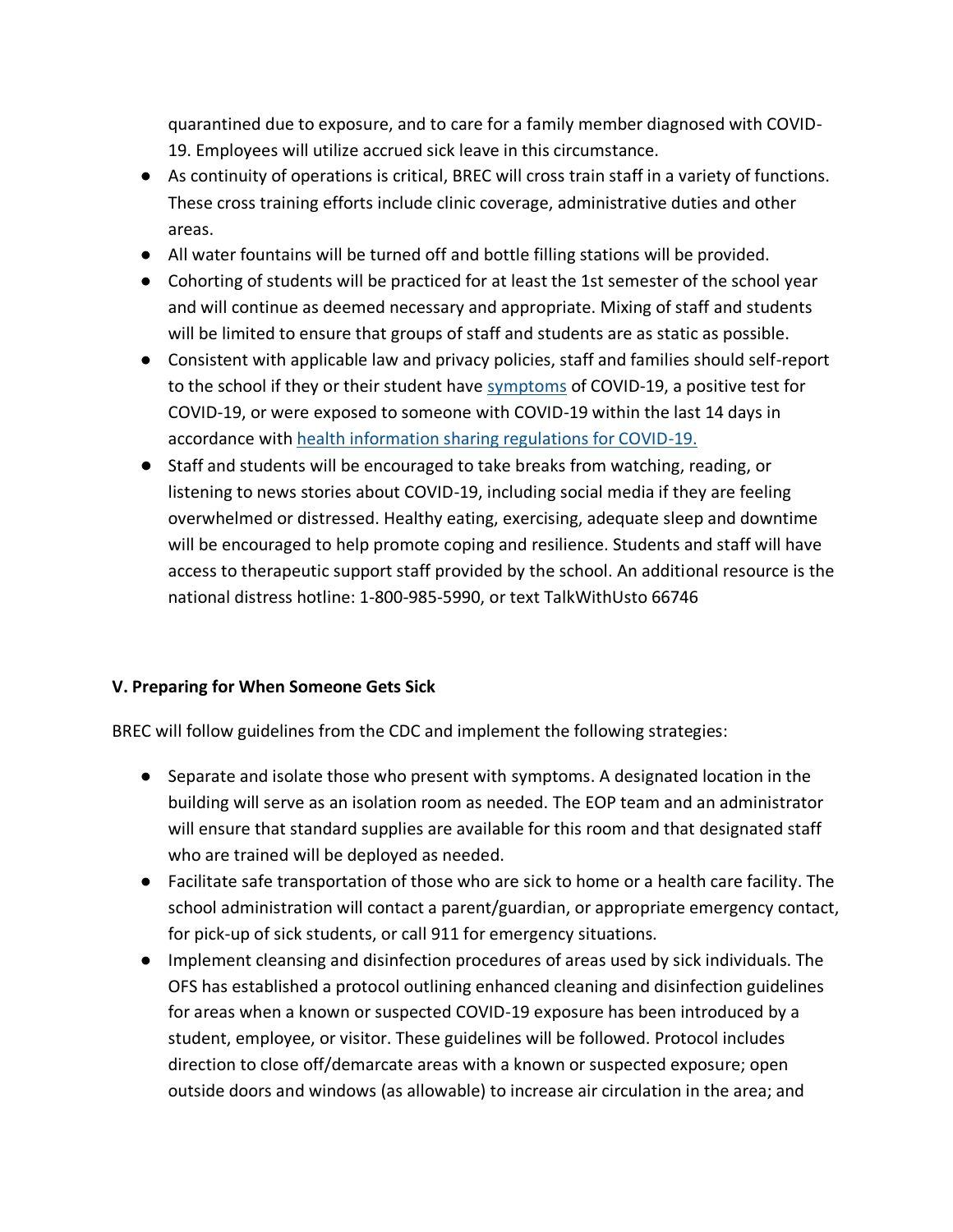quarantined due to exposure, and to care for a family member diagnosed with COVID-19. Employees will utilize accrued sick leave in this circumstance.

- As continuity of operations is critical, BREC will cross train staff in a variety of functions. These cross training efforts include clinic coverage, administrative duties and other areas.
- All water fountains will be turned off and bottle filling stations will be provided.
- Cohorting of students will be practiced for at least the 1st semester of the school year and will continue as deemed necessary and appropriate. Mixing of staff and students will be limited to ensure that groups of staff and students are as static as possible.
- Consistent with applicable law and privacy policies, staff and families should self-report to the school if they or their student have symptoms of COVID-19, a positive test for COVID-19, or were exposed to someone with COVID-19 within the last 14 days in accordance with health information sharing regulations for COVID-19.
- Staff and students will be encouraged to take breaks from watching, reading, or listening to news stories about COVID-19, including social media if they are feeling overwhelmed or distressed. Healthy eating, exercising, adequate sleep and downtime will be encouraged to help promote coping and resilience. Students and staff will have access to therapeutic support staff provided by the school. An additional resource is the national distress hotline: 1-800-985-5990, or text TalkWithUsto 66746

**V. Preparing for When Someone Gets Sick**

BREC will follow guidelines from the CDC and implement the following strategies:

- Separate and isolate those who present with symptoms. A designated location in the building will serve as an isolation room as needed. The EOP team and an administrator will ensure that standard supplies are available for this room and that designated staff who are trained will be deployed as needed.
- Facilitate safe transportation of those who are sick to home or a health care facility. The school administration will contact a parent/guardian, or appropriate emergency contact, for pick-up of sick students, or call 911 for emergency situations.
- Implement cleansing and disinfection procedures of areas used by sick individuals. The OFS has established a protocol outlining enhanced cleaning and disinfection guidelines for areas when a known or suspected COVID-19 exposure has been introduced by a student, employee, or visitor. These guidelines will be followed. Protocol includes direction to close off/demarcate areas with a known or suspected exposure; open outside doors and windows (as allowable) to increase air circulation in the area; and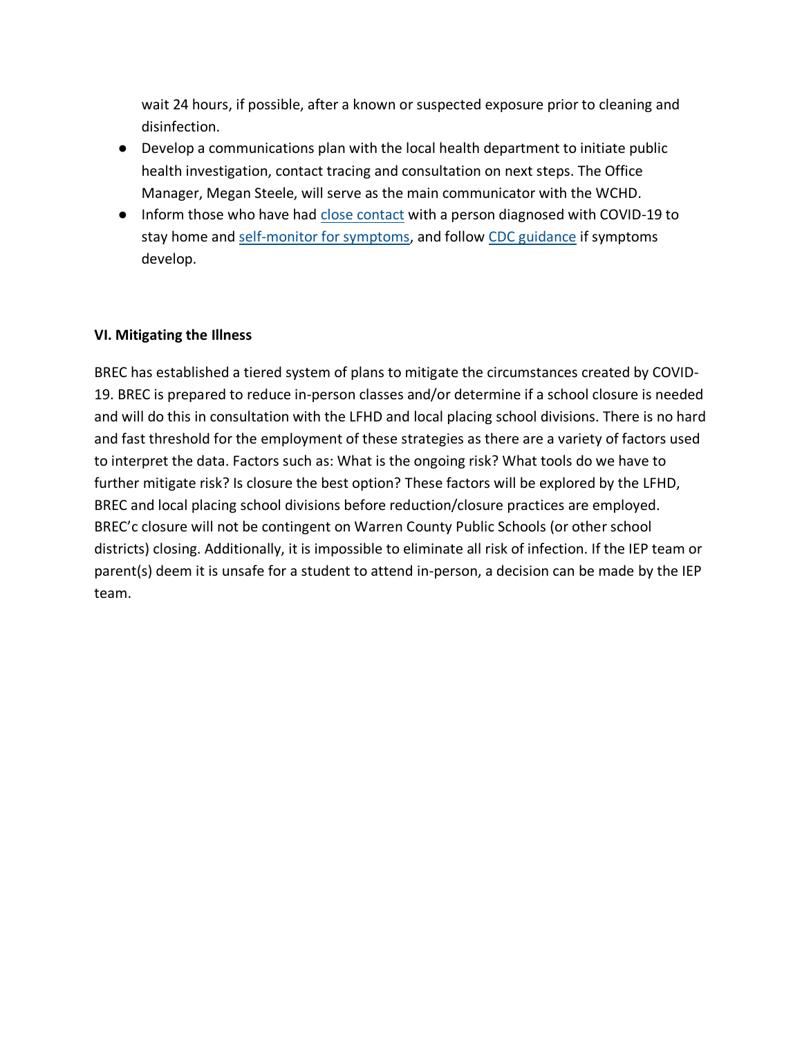wait 24 hours, if possible, after a known or suspected exposure prior to cleaning and disinfection.

- Develop a communications plan with the local health department to initiate public health investigation, contact tracing and consultation on next steps. The Office Manager, Megan Steele, will serve as the main communicator with the WCHD.
- Inform those who have had close contact with a person diagnosed with COVID-19 to stay home and self-monitor for symptoms, and follow CDC guidance if symptoms develop.

**VI. Mitigating the Illness**

BREC has established a tiered system of plans to mitigate the circumstances created by COVID-19. BREC is prepared to reduce in-person classes and/or determine if a school closure is needed and will do this in consultation with the LFHD and local placing school divisions. There is no hard and fast threshold for the employment of these strategies as there are a variety of factors used to interpret the data. Factors such as: What is the ongoing risk? What tools do we have to further mitigate risk? Is closure the best option? These factors will be explored by the LFHD, BREC and local placing school divisions before reduction/closure practices are employed. BREC'c closure will not be contingent on Warren County Public Schools (or other school districts) closing. Additionally, it is impossible to eliminate all risk of infection. If the IEP team or parent(s) deem it is unsafe for a student to attend in-person, a decision can be made by the IEP team.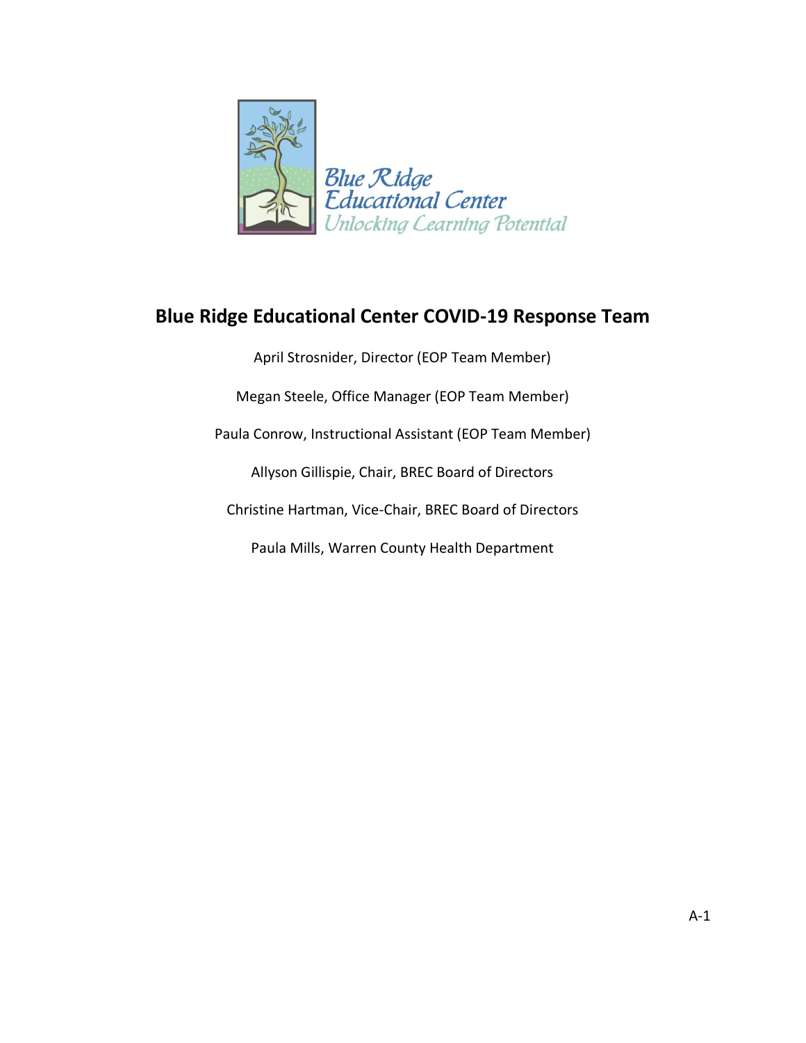Blue Ridge Educational Center
Unlocking Learning Potential

# Blue Ridge Educational Center COVID-19 Response Team

April Strosnider, Director (EOP Team Member)

Megan Steele, Office Manager (EOP Team Member)

Paula Conrow, Instructional Assistant (EOP Team Member)

Allyson Gillispie, Chair, BREC Board of Directors

Christine Hartman, Vice-Chair, BREC Board of Directors

Paula Mills, Warren County Health Department